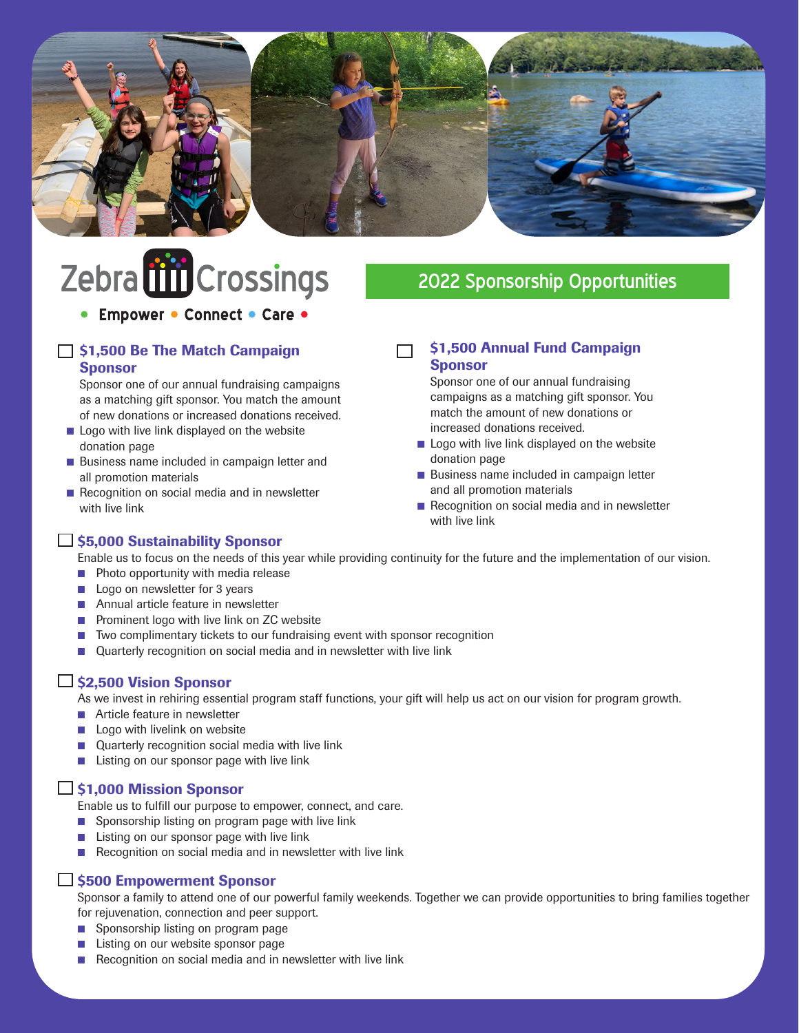# Zebra Crossings

- Empower • Connect • Care •

## 2022 Sponsorship Opportunities

### ☐ $1,500 Be The Match Campaign Sponsor

Sponsor one of our annual fundraising campaigns as a matching gift sponsor. You match the amount of new donations or increased donations received.

- Logo with live link displayed on the website donation page
- Business name included in campaign letter and all promotion materials
- Recognition on social media and in newsletter with live link

### ☐ $1,500 Annual Fund Campaign Sponsor

Sponsor one of our annual fundraising campaigns as a matching gift sponsor. You match the amount of new donations or increased donations received.

- Logo with live link displayed on the website donation page
- Business name included in campaign letter and all promotion materials
- Recognition on social media and in newsletter with live link

### ☐ $5,000 Sustainability Sponsor

Enable us to focus on the needs of this year while providing continuity for the future and the implementation of our vision.

- Photo opportunity with media release
- Logo on newsletter for 3 years
- Annual article feature in newsletter
- Prominent logo with live link on ZC website
- Two complimentary tickets to our fundraising event with sponsor recognition
- Quarterly recognition on social media and in newsletter with live link

### ☐ $2,500 Vision Sponsor

As we invest in rehiring essential program staff functions, your gift will help us act on our vision for program growth.

- Article feature in newsletter
- Logo with livelink on website
- Quarterly recognition social media with live link
- Listing on our sponsor page with live link

### ☐ $1,000 Mission Sponsor

Enable us to fulfill our purpose to empower, connect, and care.

- Sponsorship listing on program page with live link
- Listing on our sponsor page with live link
- Recognition on social media and in newsletter with live link

### ☐ $500 Empowerment Sponsor

Sponsor a family to attend one of our powerful family weekends. Together we can provide opportunities to bring families together for rejuvenation, connection and peer support.

- Sponsorship listing on program page
- Listing on our website sponsor page
- Recognition on social media and in newsletter with live link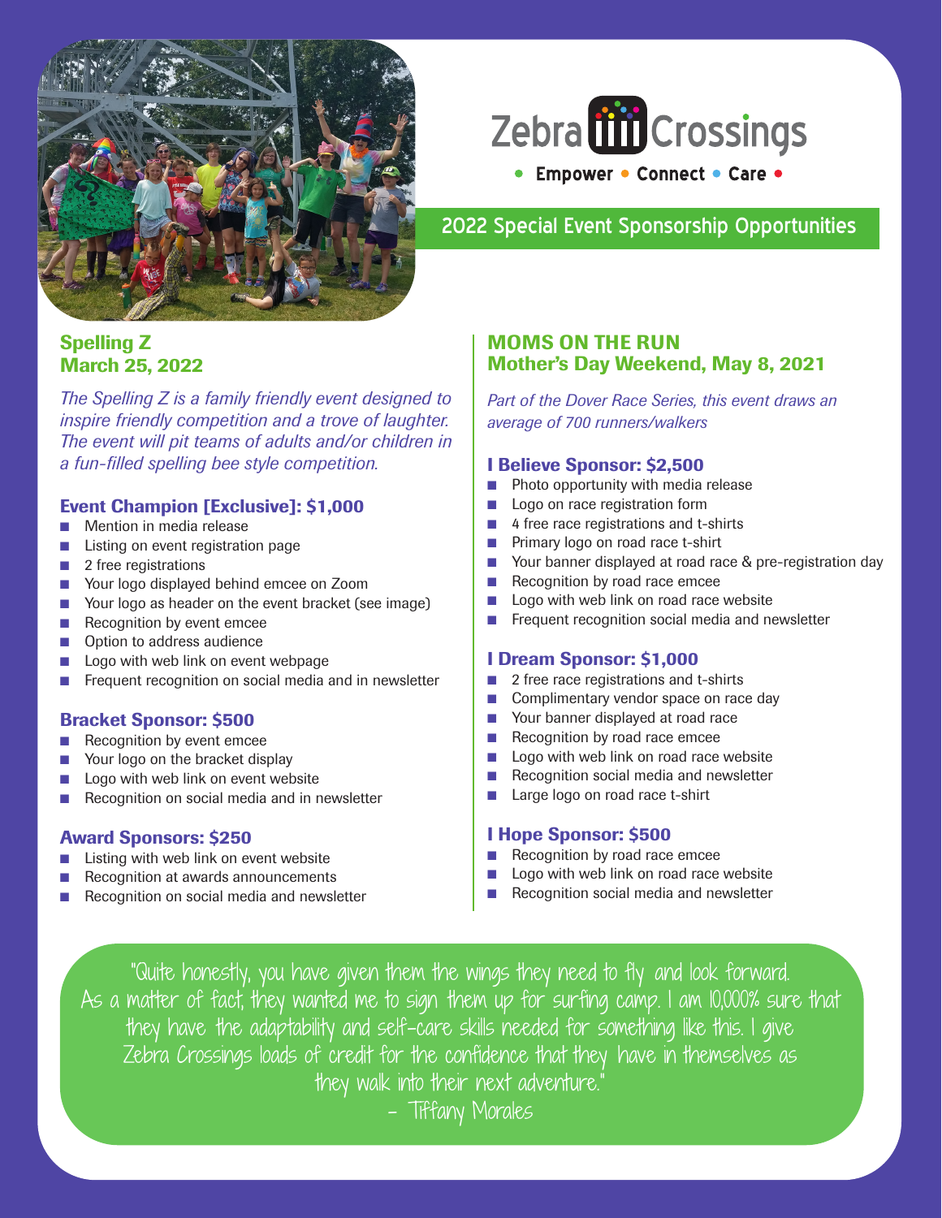Zebra Crossings

• Empower • Connect • Care •

## 2022 Special Event Sponsorship Opportunities

### Spelling Z
### March 25, 2022

*The Spelling Z is a family friendly event designed to inspire friendly competition and a trove of laughter. The event will pit teams of adults and/or children in a fun-filled spelling bee style competition.*

#### Event Champion [Exclusive]: $1,000

- Mention in media release
- Listing on event registration page
- 2 free registrations
- Your logo displayed behind emcee on Zoom
- Your logo as header on the event bracket (see image)
- Recognition by event emcee
- Option to address audience
- Logo with web link on event webpage
- Frequent recognition on social media and in newsletter

#### Bracket Sponsor: $500

- Recognition by event emcee
- Your logo on the bracket display
- Logo with web link on event website
- Recognition on social media and in newsletter

#### Award Sponsors: $250

- Listing with web link on event website
- Recognition at awards announcements
- Recognition on social media and newsletter

### MOMS ON THE RUN
### Mother's Day Weekend, May 8, 2021

*Part of the Dover Race Series, this event draws an average of 700 runners/walkers*

#### I Believe Sponsor: $2,500

- Photo opportunity with media release
- Logo on race registration form
- 4 free race registrations and t-shirts
- Primary logo on road race t-shirt
- Your banner displayed at road race & pre-registration day
- Recognition by road race emcee
- Logo with web link on road race website
- Frequent recognition social media and newsletter

#### I Dream Sponsor: $1,000

- 2 free race registrations and t-shirts
- Complimentary vendor space on race day
- Your banner displayed at road race
- Recognition by road race emcee
- Logo with web link on road race website
- Recognition social media and newsletter
- Large logo on road race t-shirt

#### I Hope Sponsor: $500

- Recognition by road race emcee
- Logo with web link on road race website
- Recognition social media and newsletter

"Quite honestly, you have given them the wings they need to fly and look forward. As a matter of fact, they wanted me to sign them up for surfing camp. I am 10,000% sure that they have the adaptability and self-care skills needed for something like this. I give Zebra Crossings loads of credit for the confidence that they have in themselves as they walk into their next adventure."

– Tiffany Morales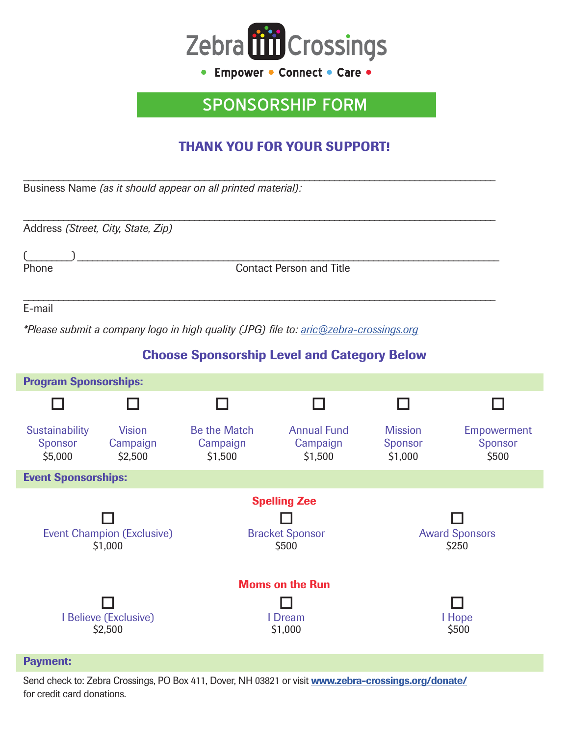Zebra Crossings

• Empower • Connect • Care •

# SPONSORSHIP FORM

## THANK YOU FOR YOUR SUPPORT!

_______________________________________________________________________________

Business Name *(as it should appear on all printed material):*

_______________________________________________________________________________

Address *(Street, City, State, Zip)*

(________) ______________________________________________________________________

Phone                                        Contact Person and Title

_______________________________________________________________________________

E-mail

*\*Please submit a company logo in high quality (JPG) file to: aric@zebra-crossings.org*

### Choose Sponsorship Level and Category Below

**Program Sponsorships:**

| | | | | | |
|---|---|---|---|---|---|
| ☐ | ☐ | ☐ | ☐ | ☐ | ☐ |
| Sustainability Sponsor $5,000 | Vision Campaign $2,500 | Be the Match Campaign $1,500 | Annual Fund Campaign $1,500 | Mission Sponsor $1,000 | Empowerment Sponsor $500 |

**Event Sponsorships:**

**Spelling Zee**

| | | |
|---|---|---|
| ☐ | ☐ | ☐ |
| Event Champion (Exclusive) $1,000 | Bracket Sponsor $500 | Award Sponsors $250 |

**Moms on the Run**

| | | |
|---|---|---|
| ☐ | ☐ | ☐ |
| I Believe (Exclusive) $2,500 | I Dream $1,000 | I Hope $500 |

**Payment:**

Send check to: Zebra Crossings, PO Box 411, Dover, NH 03821 or visit **www.zebra-crossings.org/donate/** for credit card donations.